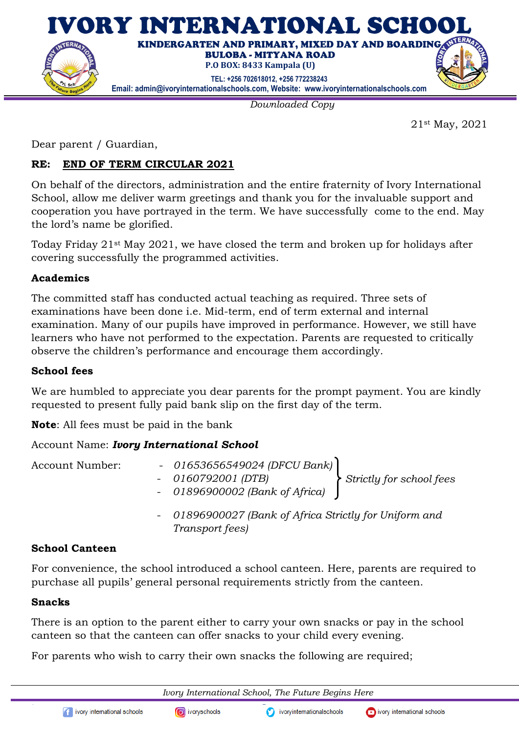# IVORY INTERNATIONAL SCHOOL

**KINDERGARTEN AND PRIMARY, MIXED DAY AND BOARDING**
**BULOBA - MITYANA ROAD**
**P.O BOX: 8433 Kampala (U)**
**TEL: +256 702618012, +256 772238243**
**Email: admin@ivoryinternationalschools.com, Website: www.ivoryinternationalschools.com**

*Downloaded Copy*

21st May, 2021

Dear parent / Guardian,

**RE: END OF TERM CIRCULAR 2021**

On behalf of the directors, administration and the entire fraternity of Ivory International School, allow me deliver warm greetings and thank you for the invaluable support and cooperation you have portrayed in the term. We have successfully come to the end. May the lord's name be glorified.

Today Friday 21st May 2021, we have closed the term and broken up for holidays after covering successfully the programmed activities.

### Academics

The committed staff has conducted actual teaching as required. Three sets of examinations have been done i.e. Mid-term, end of term external and internal examination. Many of our pupils have improved in performance. However, we still have learners who have not performed to the expectation. Parents are requested to critically observe the children's performance and encourage them accordingly.

### School fees

We are humbled to appreciate you dear parents for the prompt payment. You are kindly requested to present fully paid bank slip on the first day of the term.

**Note**: All fees must be paid in the bank

Account Name: ***Ivory International School***

Account Number:
- *01653656549024 (DFCU Bank)*
- *0160792001 (DTB)*
- *01896900002 (Bank of Africa)*

} *Strictly for school fees*

- *01896900027 (Bank of Africa Strictly for Uniform and Transport fees)*

### School Canteen

For convenience, the school introduced a school canteen. Here, parents are required to purchase all pupils' general personal requirements strictly from the canteen.

### Snacks

There is an option to the parent either to carry your own snacks or pay in the school canteen so that the canteen can offer snacks to your child every evening.

For parents who wish to carry their own snacks the following are required;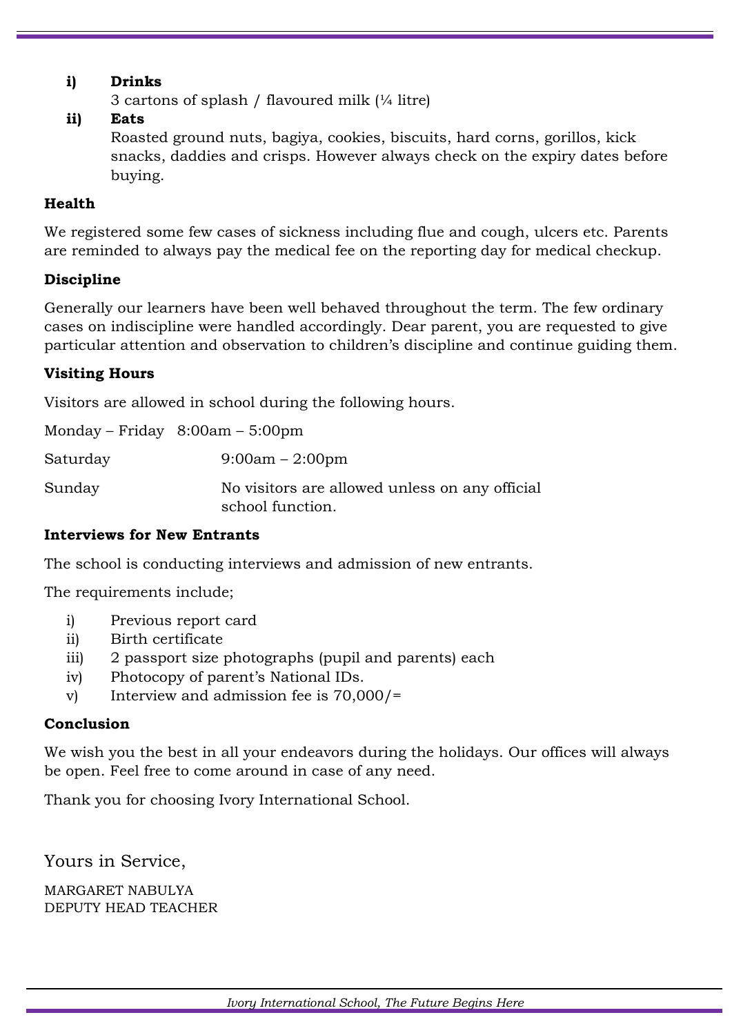i) **Drinks**
   3 cartons of splash / flavoured milk (¼ litre)

ii) **Eats**
   Roasted ground nuts, bagiya, cookies, biscuits, hard corns, gorillos, kick snacks, daddies and crisps. However always check on the expiry dates before buying.

**Health**

We registered some few cases of sickness including flue and cough, ulcers etc. Parents are reminded to always pay the medical fee on the reporting day for medical checkup.

**Discipline**

Generally our learners have been well behaved throughout the term. The few ordinary cases on indiscipline were handled accordingly. Dear parent, you are requested to give particular attention and observation to children's discipline and continue guiding them.

**Visiting Hours**

Visitors are allowed in school during the following hours.

| | |
|---|---|
| Monday – Friday | 8:00am – 5:00pm |
| Saturday | 9:00am – 2:00pm |
| Sunday | No visitors are allowed unless on any official school function. |

**Interviews for New Entrants**

The school is conducting interviews and admission of new entrants.

The requirements include;

i) Previous report card
ii) Birth certificate
iii) 2 passport size photographs (pupil and parents) each
iv) Photocopy of parent's National IDs.
v) Interview and admission fee is 70,000/=

**Conclusion**

We wish you the best in all your endeavors during the holidays. Our offices will always be open. Feel free to come around in case of any need.

Thank you for choosing Ivory International School.

Yours in Service,

MARGARET NABULYA
DEPUTY HEAD TEACHER